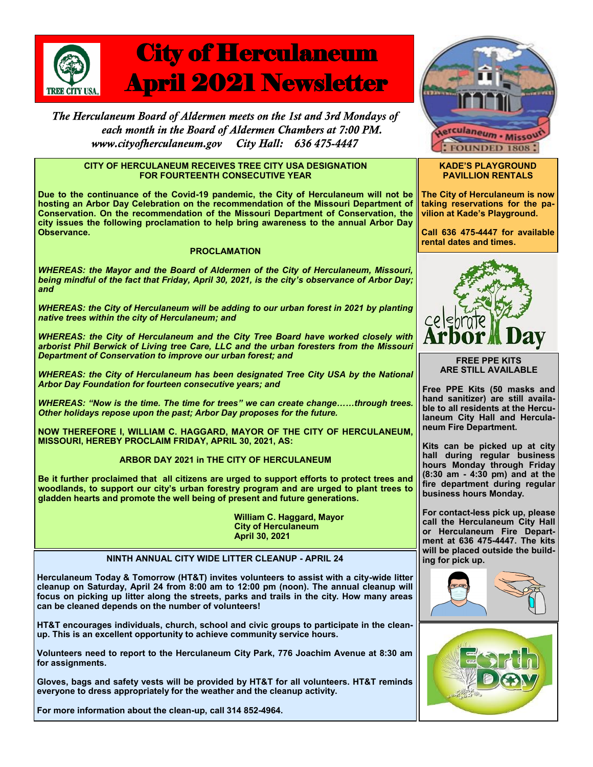# City of Herculaneum April 2021 Newsletter

*The Herculaneum Board of Aldermen meets on the 1st and 3rd Mondays of each month in the Board of Aldermen Chambers at 7:00 PM.*
*www.cityofherculaneum.gov City Hall: 636 475-4447*

## CITY OF HERCULANEUM RECEIVES TREE CITY USA DESIGNATION FOR FOURTEENTH CONSECUTIVE YEAR

**Due to the continuance of the Covid-19 pandemic, the City of Herculaneum will not be hosting an Arbor Day Celebration on the recommendation of the Missouri Department of Conservation. On the recommendation of the Missouri Department of Conservation, the city issues the following proclamation to help bring awareness to the annual Arbor Day Observance.**

### PROCLAMATION

***WHEREAS: the Mayor and the Board of Aldermen of the City of Herculaneum, Missouri, being mindful of the fact that Friday, April 30, 2021, is the city's observance of Arbor Day; and***

***WHEREAS: the City of Herculaneum will be adding to our urban forest in 2021 by planting native trees within the city of Herculaneum; and***

***WHEREAS: the City of Herculaneum and the City Tree Board have worked closely with arborist Phil Berwick of Living tree Care, LLC and the urban foresters from the Missouri Department of Conservation to improve our urban forest; and***

***WHEREAS: the City of Herculaneum has been designated Tree City USA by the National Arbor Day Foundation for fourteen consecutive years; and***

***WHEREAS: "Now is the time. The time for trees" we can create change……through trees. Other holidays repose upon the past; Arbor Day proposes for the future.***

**NOW THEREFORE I, WILLIAM C. HAGGARD, MAYOR OF THE CITY OF HERCULANEUM, MISSOURI, HEREBY PROCLAIM FRIDAY, APRIL 30, 2021, AS:**

**ARBOR DAY 2021 in THE CITY OF HERCULANEUM**

**Be it further proclaimed that all citizens are urged to support efforts to protect trees and woodlands, to support our city's urban forestry program and are urged to plant trees to gladden hearts and promote the well being of present and future generations.**

**William C. Haggard, Mayor**
**City of Herculaneum**
**April 30, 2021**

## NINTH ANNUAL CITY WIDE LITTER CLEANUP - APRIL 24

**Herculaneum Today & Tomorrow (HT&T) invites volunteers to assist with a city-wide litter cleanup on Saturday, April 24 from 8:00 am to 12:00 pm (noon). The annual cleanup will focus on picking up litter along the streets, parks and trails in the city. How many areas can be cleaned depends on the number of volunteers!**

**HT&T encourages individuals, church, school and civic groups to participate in the cleanup. This is an excellent opportunity to achieve community service hours.**

**Volunteers need to report to the Herculaneum City Park, 776 Joachim Avenue at 8:30 am for assignments.**

**Gloves, bags and safety vests will be provided by HT&T for all volunteers. HT&T reminds everyone to dress appropriately for the weather and the cleanup activity.**

**For more information about the clean-up, call 314 852-4964.**

## KADE'S PLAYGROUND PAVILLION RENTALS

**The City of Herculaneum is now taking reservations for the pavilion at Kade's Playground.**

**Call 636 475-4447 for available rental dates and times.**

## FREE PPE KITS ARE STILL AVAILABLE

**Free PPE Kits (50 masks and hand sanitizer) are still available to all residents at the Herculaneum City Hall and Herculaneum Fire Department.**

**Kits can be picked up at city hall during regular business hours Monday through Friday (8:30 am - 4:30 pm) and at the fire department during regular business hours Monday.**

**For contact-less pick up, please call the Herculaneum City Hall or Herculaneum Fire Department at 636 475-4447. The kits will be placed outside the building for pick up.**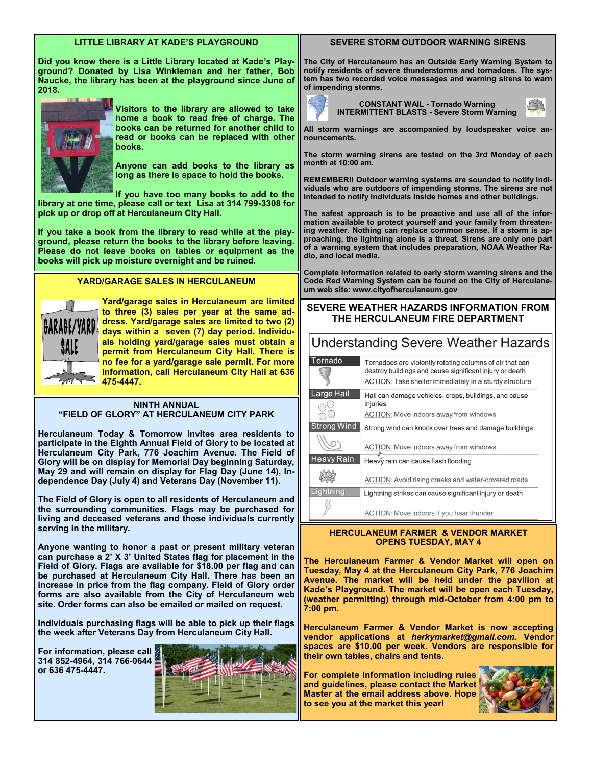## LITTLE LIBRARY AT KADE'S PLAYGROUND

**Did you know there is a Little Library located at Kade's Playground? Donated by Lisa Winkleman and her father, Bob Naucke, the library has been at the playground since June of 2018.**

**Visitors to the library are allowed to take home a book to read free of charge. The books can be returned for another child to read or books can be replaced with other books.**

**Anyone can add books to the library as long as there is space to hold the books.**

**If you have too many books to add to the library at one time, please call or text Lisa at 314 799-3308 for pick up or drop off at Herculaneum City Hall.**

**If you take a book from the library to read while at the playground, please return the books to the library before leaving. Please do not leave books on tables or equipment as the books will pick up moisture overnight and be ruined.**

## YARD/GARAGE SALES IN HERCULANEUM

GARAGE/YARD SALE

**Yard/garage sales in Herculaneum are limited to three (3) sales per year at the same address. Yard/garage sales are limited to two (2) days within a seven (7) day period. Individuals holding yard/garage sales must obtain a permit from Herculaneum City Hall. There is no fee for a yard/garage sale permit. For more information, call Herculaneum City Hall at 636 475-4447.**

## NINTH ANNUAL "FIELD OF GLORY" AT HERCULANEUM CITY PARK

**Herculaneum Today & Tomorrow invites area residents to participate in the Eighth Annual Field of Glory to be located at Herculaneum City Park, 776 Joachim Avenue. The Field of Glory will be on display for Memorial Day beginning Saturday, May 29 and will remain on display for Flag Day (June 14), Independence Day (July 4) and Veterans Day (November 11).**

**The Field of Glory is open to all residents of Herculaneum and the surrounding communities. Flags may be purchased for living and deceased veterans and those individuals currently serving in the military.**

**Anyone wanting to honor a past or present military veteran can purchase a 2' X 3' United States flag for placement in the Field of Glory. Flags are available for $18.00 per flag and can be purchased at Herculaneum City Hall. There has been an increase in price from the flag company. Field of Glory order forms are also available from the City of Herculaneum web site. Order forms can also be emailed or mailed on request.**

**Individuals purchasing flags will be able to pick up their flags the week after Veterans Day from Herculaneum City Hall.**

**For information, please call 314 852-4964, 314 766-0644 or 636 475-4447.**

## SEVERE STORM OUTDOOR WARNING SIRENS

**The City of Herculaneum has an Outside Early Warning System to notify residents of severe thunderstorms and tornadoes. The system has two recorded voice messages and warning sirens to warn of impending storms.**

**CONSTANT WAIL - Tornado Warning**
**INTERMITTENT BLASTS - Severe Storm Warning**

**All storm warnings are accompanied by loudspeaker voice announcements.**

**The storm warning sirens are tested on the 3rd Monday of each month at 10:00 am.**

**REMEMBER!! Outdoor warning systems are sounded to notify individuals who are outdoors of impending storms. The sirens are not intended to notify individuals inside homes and other buildings.**

**The safest approach is to be proactive and use all of the information available to protect yourself and your family from threatening weather. Nothing can replace common sense. If a storm is approaching, the lightning alone is a threat. Sirens are only one part of a warning system that includes preparation, NOAA Weather Radio, and local media.**

**Complete information related to early storm warning sirens and the Code Red Warning System can be found on the City of Herculaneum web site: www.cityofherculaneum.gov**

## SEVERE WEATHER HAZARDS INFORMATION FROM THE HERCULANEUM FIRE DEPARTMENT

### Understanding Severe Weather Hazards

| | |
|---|---|
| Tornado | Tornadoes are violently rotating columns of air that can destroy buildings and cause significant injury or death<br>ACTION: Take shelter immediately in a sturdy structure |
| Large Hail | Hail can damage vehicles, crops, buildings, and cause injuries<br>ACTION: Move indoors away from windows |
| Strong Wind | Strong wind can knock over trees and damage buildings<br>ACTION: Move indoors away from windows |
| Heavy Rain | Heavy rain can cause flash flooding<br>ACTION: Avoid rising creeks and water-covered roads |
| Lightning | Lightning strikes can cause significant injury or death<br>ACTION: Move indoors if you hear thunder |

## HERCULANEUM FARMER & VENDOR MARKET OPENS TUESDAY, MAY 4

**The Herculaneum Farmer & Vendor Market will open on Tuesday, May 4 at the Herculaneum City Park, 776 Joachim Avenue. The market will be held under the pavilion at Kade's Playground. The market will be open each Tuesday, (weather permitting) through mid-October from 4:00 pm to 7:00 pm.**

**Herculaneum Farmer & Vendor Market is now accepting vendor applications at *herkymarket@gmail.com*. Vendor spaces are $10.00 per week. Vendors are responsible for their own tables, chairs and tents.**

**For complete information including rules and guidelines, please contact the Market Master at the email address above. Hope to see you at the market this year!**